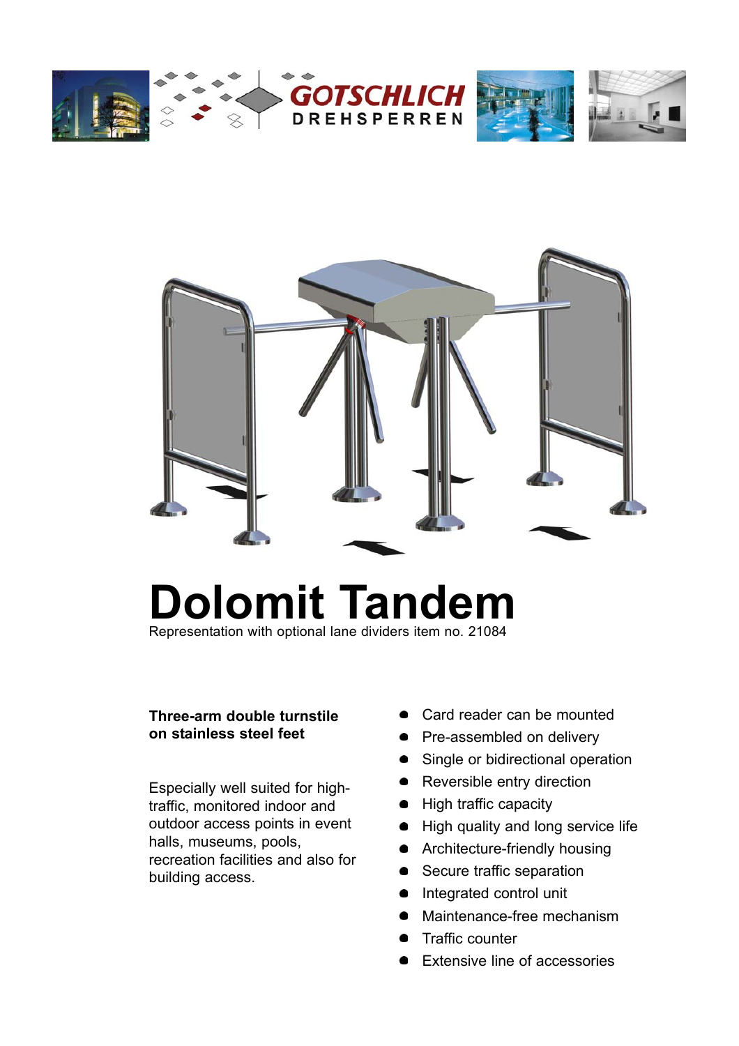GOTSCHLICH DREHSPERREN

# Dolomit Tandem

Representation with optional lane dividers item no. 21084

**Three-arm double turnstile on stainless steel feet**

Especially well suited for high-traffic, monitored indoor and outdoor access points in event halls, museums, pools, recreation facilities and also for building access.

- Card reader can be mounted
- Pre-assembled on delivery
- Single or bidirectional operation
- Reversible entry direction
- High traffic capacity
- High quality and long service life
- Architecture-friendly housing
- Secure traffic separation
- Integrated control unit
- Maintenance-free mechanism
- Traffic counter
- Extensive line of accessories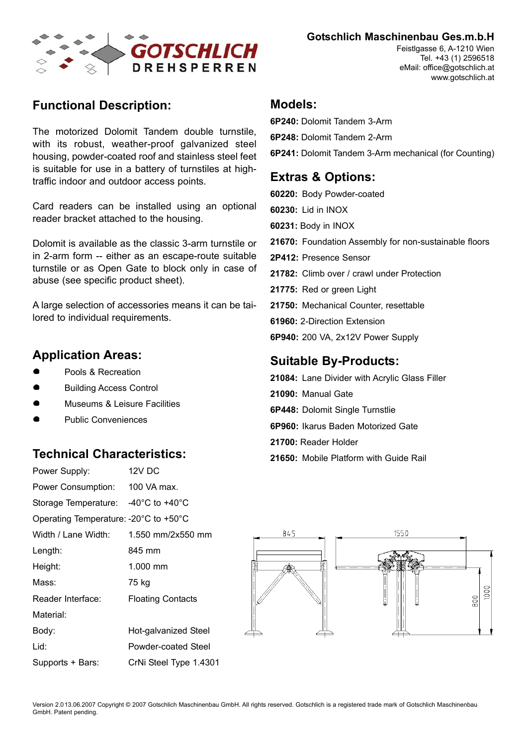**Gotschlich Maschinenbau Ges.m.b.H**
Feistlgasse 6, A-1210 Wien
Tel. +43 (1) 2596518
eMail: office@gotschlich.at
www.gotschlich.at

## Functional Description:

The motorized Dolomit Tandem double turnstile, with its robust, weather-proof galvanized steel housing, powder-coated roof and stainless steel feet is suitable for use in a battery of turnstiles at high-traffic indoor and outdoor access points.

Card readers can be installed using an optional reader bracket attached to the housing.

Dolomit is available as the classic 3-arm turnstile or in 2-arm form -- either as an escape-route suitable turnstile or as Open Gate to block only in case of abuse (see specific product sheet).

A large selection of accessories means it can be tailored to individual requirements.

## Application Areas:

- Pools & Recreation
- Building Access Control
- Museums & Leisure Facilities
- Public Conveniences

## Technical Characteristics:

| | |
|---|---|
| Power Supply: | 12V DC |
| Power Consumption: | 100 VA max. |
| Storage Temperature: | -40°C to +40°C |
| Operating Temperature: | -20°C to +50°C |
| Width / Lane Width: | 1.550 mm/2x550 mm |
| Length: | 845 mm |
| Height: | 1.000 mm |
| Mass: | 75 kg |
| Reader Interface: | Floating Contacts |
| Material: | |
| Body: | Hot-galvanized Steel |
| Lid: | Powder-coated Steel |
| Supports + Bars: | CrNi Steel Type 1.4301 |

## Models:

**6P240:** Dolomit Tandem 3-Arm
**6P248:** Dolomit Tandem 2-Arm
**6P241:** Dolomit Tandem 3-Arm mechanical (for Counting)

## Extras & Options:

**60220:** Body Powder-coated
**60230:** Lid in INOX
**60231:** Body in INOX
**21670:** Foundation Assembly for non-sustainable floors
**2P412:** Presence Sensor
**21782:** Climb over / crawl under Protection
**21775:** Red or green Light
**21750:** Mechanical Counter, resettable
**61960:** 2-Direction Extension
**6P940:** 200 VA, 2x12V Power Supply

## Suitable By-Products:

**21084:** Lane Divider with Acrylic Glass Filler
**21090:** Manual Gate
**6P448:** Dolomit Single Turnstlie
**6P960:** Ikarus Baden Motorized Gate
**21700:** Reader Holder
**21650:** Mobile Platform with Guide Rail

845
1550
800
1000

Version 2.0 13.06.2007 Copyright © 2007 Gotschlich Maschinenbau GmbH. All rights reserved. Gotschlich is a registered trade mark of Gotschlich Maschinenbau GmbH. Patent pending.